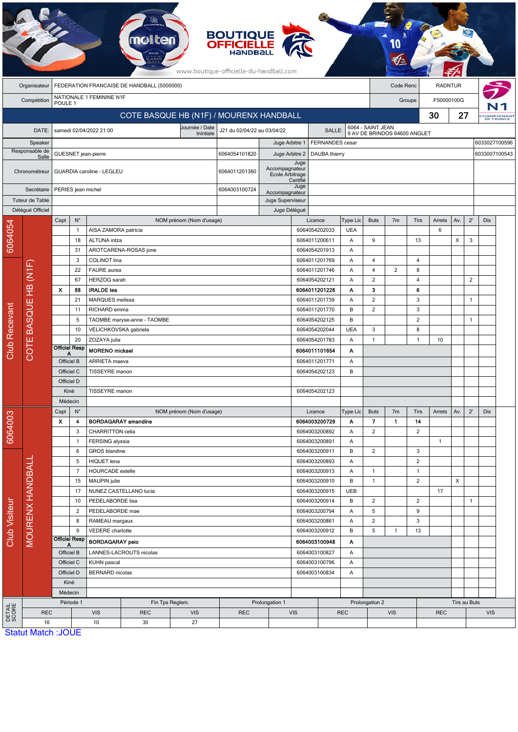www.boutique-officielle-du-handball.com

| Organisateur | FEDERATION FRANCAISE DE HANDBALL (5000000) | Code Renc | RADNTUR |
|---|---|---|---|
| Compétition | NATIONALE 1 FEMININE N1F POULE 1 | Groupe | F50000100G |

## COTE BASQUE HB (N1F) / MOURENX HANDBALL — 30 27

| DATE: | samedi 02/04/2022 21:00 | Journée / Date Inintiale | J21 du 02/04/22 au 03/04/22 | SALLE: | 6064 - SAINT JEAN 9 AV DE BRINDOS 64600 ANGLET |
|---|---|---|---|---|---|

| Rôle | Nom | Licence | Rôle | Nom | Licence |
|---|---|---|---|---|---|
| Speaker | | | Juge Arbitre 1 | FERNANDES cesar | 6033027100596 |
| Responsable de Salle | GUESNET jean-pierre | 6064054101820 | Juge Arbitre 2 | DAUBA thierry | 6033007100543 |
| Chronométreur | GUARDIA caroline - LEGLEU | 6064011201360 | Juge Accompagnateur Ecole Arbitrage Certifié | | |
| Secrétaire | PERIES jean michel | 6064003100724 | Juge Accompagnateur | | |
| Tuteur de Table | | | Juge Superviseur | | |
| Délégué Officiel | | | Juge Délégué | | |

### Club Recevant — 6064054 — COTE BASQUE HB (N1F)

| Capt | N° | NOM prénom (Nom d'usage) | Licence | Type Lic | Buts | 7m | Tirs | Arrets | Av. | 2' | Dis |
|---|---|---|---|---|---|---|---|---|---|---|---|
| | 1 | AISA ZAMORA patricia | 6064054202033 | UEA | | | | 6 | | | |
| | 18 | ALTUNA intza | 6064011200611 | A | 9 | | 13 | | X | 3 | |
| | 31 | AROTCARENA-ROSAS jone | 6064054201913 | A | | | | | | | |
| | 3 | COLINOT lina | 6064011201769 | A | 4 | | 4 | | | | |
| | 22 | FAURE aurea | 6064011201746 | A | 4 | 2 | 8 | | | | |
| | 67 | HERZOG sarah | 6064054202121 | A | 2 | | 4 | | | 2 | |
| X | 88 | **IRALDE lea** | **6064011201226** | **A** | **3** | | **6** | | | | |
| | 21 | MARQUES melissa | 6064011201739 | A | 2 | | 3 | | | 1 | |
| | 11 | RICHARD emma | 6064011201770 | B | 2 | | 3 | | | | |
| | 5 | TAOMBE maryse-anne - TAOMBE | 6064054202125 | B | | | 2 | | | 1 | |
| | 10 | VELICHKOVSKA gabriela | 6064054202044 | UEA | 3 | | 8 | | | | |
| | 20 | ZOZAYA julia | 6064054201783 | A | 1 | | 1 | 10 | | | |
| Officiel Resp A | | **MORENO mickael** | **6064011101654** | **A** | | | | | | | |
| Officiel B | | ARRIETA maeva | 6064011201771 | A | | | | | | | |
| Officiel C | | TISSEYRE manon | 6064054202123 | B | | | | | | | |
| Officiel D | | | | | | | | | | | |
| Kiné | | TISSEYRE manon | 6064054202123 | | | | | | | | |
| Médecin | | | | | | | | | | | |

### Club Visiteur — 6064003 — MOURENX HANDBALL

| Capt | N° | NOM prénom (Nom d'usage) | Licence | Type Lic | Buts | 7m | Tirs | Arrets | Av. | 2' | Dis |
|---|---|---|---|---|---|---|---|---|---|---|---|
| X | 4 | **BORDAGARAY amandine** | **6064003200729** | **A** | **7** | **1** | **14** | | | | |
| | 3 | CHARRITTON celia | 6064003200892 | A | 2 | | 2 | | | | |
| | 1 | FERSING alyssia | 6064003200891 | A | | | | 1 | | | |
| | 6 | GROS blandine | 6064003200911 | B | 2 | | 3 | | | | |
| | 5 | HIQUET lena | 6064003200893 | A | | | 2 | | | | |
| | 7 | HOURCADE estelle | 6064003200913 | A | 1 | | 1 | | | | |
| | 15 | MAUPIN julie | 6064003200910 | B | 1 | | 2 | | X | | |
| | 17 | NUNEZ CASTELLANO lucia | 6064003200915 | UEB | | | | 17 | | | |
| | 10 | PEDELABORDE lisa | 6064003200914 | B | 2 | | 2 | | | 1 | |
| | 2 | PEDELABORDE mae | 6064003200794 | A | 5 | | 9 | | | | |
| | 8 | RAMEAU margaux | 6064003200861 | A | 2 | | 3 | | | | |
| | 9 | VEDERE charlotte | 6064003200912 | B | 5 | 1 | 13 | | | | |
| Officiel Resp A | | **BORDAGARAY peio** | **6064003100948** | **A** | | | | | | | |
| Officiel B | | LANNES-LACROUTS nicolas | 6064003100827 | A | | | | | | | |
| Officiel C | | KUHN pascal | 6064003100796 | A | | | | | | | |
| Officiel D | | BERNARD nicolas | 6064003100834 | A | | | | | | | |
| Kiné | | | | | | | | | | | |
| Médecin | | | | | | | | | | | |

### DETAIL SCORE

| Période 1 | | Fin Tps Reglem. | | Prolongation 1 | | Prolongation 2 | | Tirs au Buts | |
|---|---|---|---|---|---|---|---|---|---|
| REC | VIS | REC | VIS | REC | VIS | REC | VIS | REC | VIS |
| 16 | 10 | 30 | 27 | | | | | | |

Statut Match :JOUE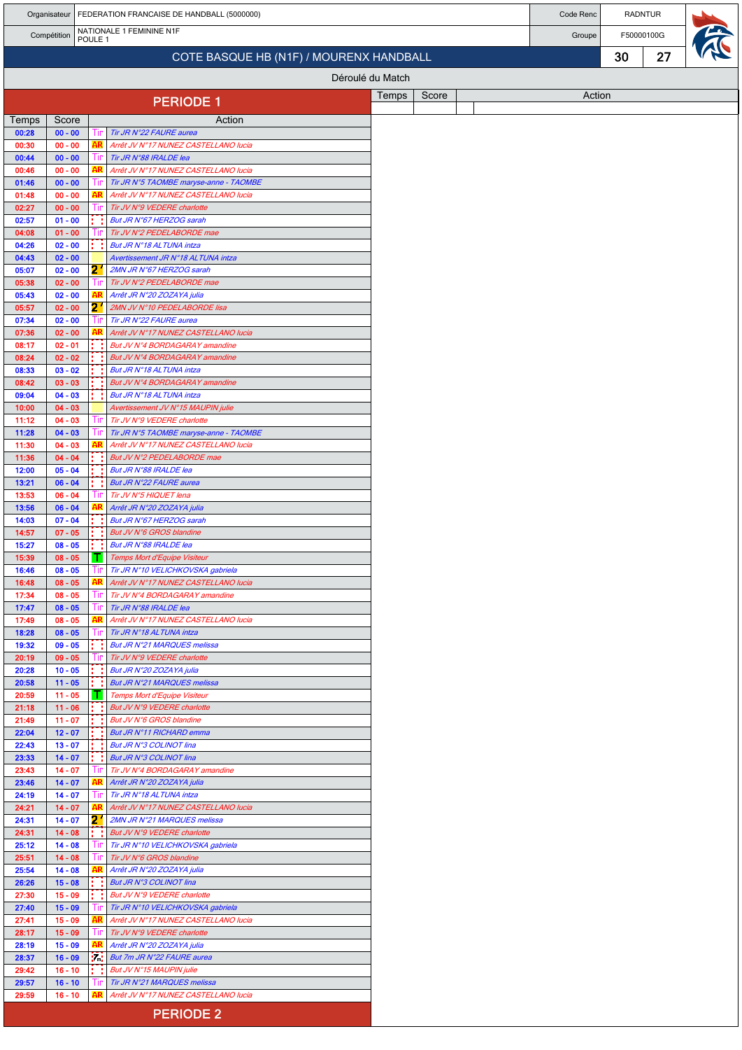| Organisateur | FEDERATION FRANCAISE DE HANDBALL (5000000) | Code Renc | RADNTUR |
|---|---|---|---|
| Compétition | NATIONALE 1 FEMININE N1F POULE 1 | Groupe | F50000100G |

## COTE BASQUE HB (N1F) / MOURENX HANDBALL — 30 - 27

### Déroulé du Match

## PERIODE 1

| Temps | Score | | Action |
|---|---|---|---|
| 00:28 | 00 - 00 | Tir | Tir JR N°22 FAURE aurea |
| 00:30 | 00 - 00 | AR | Arrêt JV N°17 NUNEZ CASTELLANO lucia |
| 00:44 | 00 - 00 | Tir | Tir JR N°88 IRALDE lea |
| 00:46 | 00 - 00 | AR | Arrêt JV N°17 NUNEZ CASTELLANO lucia |
| 01:46 | 00 - 00 | Tir | Tir JR N°5 TAOMBE maryse-anne - TAOMBE |
| 01:48 | 00 - 00 | AR | Arrêt JV N°17 NUNEZ CASTELLANO lucia |
| 02:27 | 00 - 00 | Tir | Tir JV N°9 VEDERE charlotte |
| 02:57 | 01 - 00 | | But JR N°67 HERZOG sarah |
| 04:08 | 01 - 00 | Tir | Tir JV N°2 PEDELABORDE mae |
| 04:26 | 02 - 00 | | But JR N°18 ALTUNA intza |
| 04:43 | 02 - 00 | | Avertissement JR N°18 ALTUNA intza |
| 05:07 | 02 - 00 | 2' | 2MN JR N°67 HERZOG sarah |
| 05:38 | 02 - 00 | Tir | Tir JV N°2 PEDELABORDE mae |
| 05:43 | 02 - 00 | AR | Arrêt JR N°20 ZOZAYA julia |
| 05:57 | 02 - 00 | 2' | 2MN JV N°10 PEDELABORDE lisa |
| 07:34 | 02 - 00 | Tir | Tir JR N°22 FAURE aurea |
| 07:36 | 02 - 00 | AR | Arrêt JV N°17 NUNEZ CASTELLANO lucia |
| 08:17 | 02 - 01 | | But JV N°4 BORDAGARAY amandine |
| 08:24 | 02 - 02 | | But JV N°4 BORDAGARAY amandine |
| 08:33 | 03 - 02 | | But JR N°18 ALTUNA intza |
| 08:42 | 03 - 03 | | But JV N°4 BORDAGARAY amandine |
| 09:04 | 04 - 03 | | But JR N°18 ALTUNA intza |
| 10:00 | 04 - 03 | | Avertissement JV N°15 MAUPIN julie |
| 11:12 | 04 - 03 | Tir | Tir JV N°9 VEDERE charlotte |
| 11:28 | 04 - 03 | Tir | Tir JR N°5 TAOMBE maryse-anne - TAOMBE |
| 11:30 | 04 - 03 | AR | Arrêt JV N°17 NUNEZ CASTELLANO lucia |
| 11:36 | 04 - 04 | | But JV N°2 PEDELABORDE mae |
| 12:00 | 05 - 04 | | But JR N°88 IRALDE lea |
| 13:21 | 06 - 04 | | But JR N°22 FAURE aurea |
| 13:53 | 06 - 04 | Tir | Tir JV N°5 HIQUET lena |
| 13:56 | 06 - 04 | AR | Arrêt JR N°20 ZOZAYA julia |
| 14:03 | 07 - 04 | | But JR N°67 HERZOG sarah |
| 14:57 | 07 - 05 | | But JV N°6 GROS blandine |
| 15:27 | 08 - 05 | | But JR N°88 IRALDE lea |
| 15:39 | 08 - 05 | T | Temps Mort d'Equipe Visiteur |
| 16:46 | 08 - 05 | Tir | Tir JR N°10 VELICHKOVSKA gabriela |
| 16:48 | 08 - 05 | AR | Arrêt JV N°17 NUNEZ CASTELLANO lucia |
| 17:34 | 08 - 05 | Tir | Tir JV N°4 BORDAGARAY amandine |
| 17:47 | 08 - 05 | Tir | Tir JR N°88 IRALDE lea |
| 17:49 | 08 - 05 | AR | Arrêt JV N°17 NUNEZ CASTELLANO lucia |
| 18:28 | 08 - 05 | Tir | Tir JR N°18 ALTUNA intza |
| 19:32 | 09 - 05 | | But JR N°21 MARQUES melissa |
| 20:19 | 09 - 05 | Tir | Tir JV N°9 VEDERE charlotte |
| 20:28 | 10 - 05 | | But JR N°20 ZOZAYA julia |
| 20:58 | 11 - 05 | | But JR N°21 MARQUES melissa |
| 20:59 | 11 - 05 | T | Temps Mort d'Equipe Visiteur |
| 21:18 | 11 - 06 | | But JV N°9 VEDERE charlotte |
| 21:49 | 11 - 07 | | But JV N°6 GROS blandine |
| 22:04 | 12 - 07 | | But JR N°11 RICHARD emma |
| 22:43 | 13 - 07 | | But JR N°3 COLINOT lina |
| 23:33 | 14 - 07 | | But JR N°3 COLINOT lina |
| 23:43 | 14 - 07 | Tir | Tir JV N°4 BORDAGARAY amandine |
| 23:46 | 14 - 07 | AR | Arrêt JR N°20 ZOZAYA julia |
| 24:19 | 14 - 07 | Tir | Tir JR N°18 ALTUNA intza |
| 24:21 | 14 - 07 | AR | Arrêt JV N°17 NUNEZ CASTELLANO lucia |
| 24:31 | 14 - 07 | 2' | 2MN JR N°21 MARQUES melissa |
| 24:31 | 14 - 08 | | But JV N°9 VEDERE charlotte |
| 25:12 | 14 - 08 | Tir | Tir JR N°10 VELICHKOVSKA gabriela |
| 25:51 | 14 - 08 | Tir | Tir JV N°6 GROS blandine |
| 25:54 | 14 - 08 | AR | Arrêt JR N°20 ZOZAYA julia |
| 26:26 | 15 - 08 | | But JR N°3 COLINOT lina |
| 27:30 | 15 - 09 | | But JV N°9 VEDERE charlotte |
| 27:40 | 15 - 09 | Tir | Tir JR N°10 VELICHKOVSKA gabriela |
| 27:41 | 15 - 09 | AR | Arrêt JV N°17 NUNEZ CASTELLANO lucia |
| 28:17 | 15 - 09 | Tir | Tir JV N°9 VEDERE charlotte |
| 28:19 | 15 - 09 | AR | Arrêt JR N°20 ZOZAYA julia |
| 28:37 | 16 - 09 | 7m | But 7m JR N°22 FAURE aurea |
| 29:42 | 16 - 10 | | But JV N°15 MAUPIN julie |
| 29:57 | 16 - 10 | Tir | Tir JR N°21 MARQUES melissa |
| 29:59 | 16 - 10 | AR | Arrêt JV N°17 NUNEZ CASTELLANO lucia |

## PERIODE 2

| Temps | Score | Action |
|---|---|---|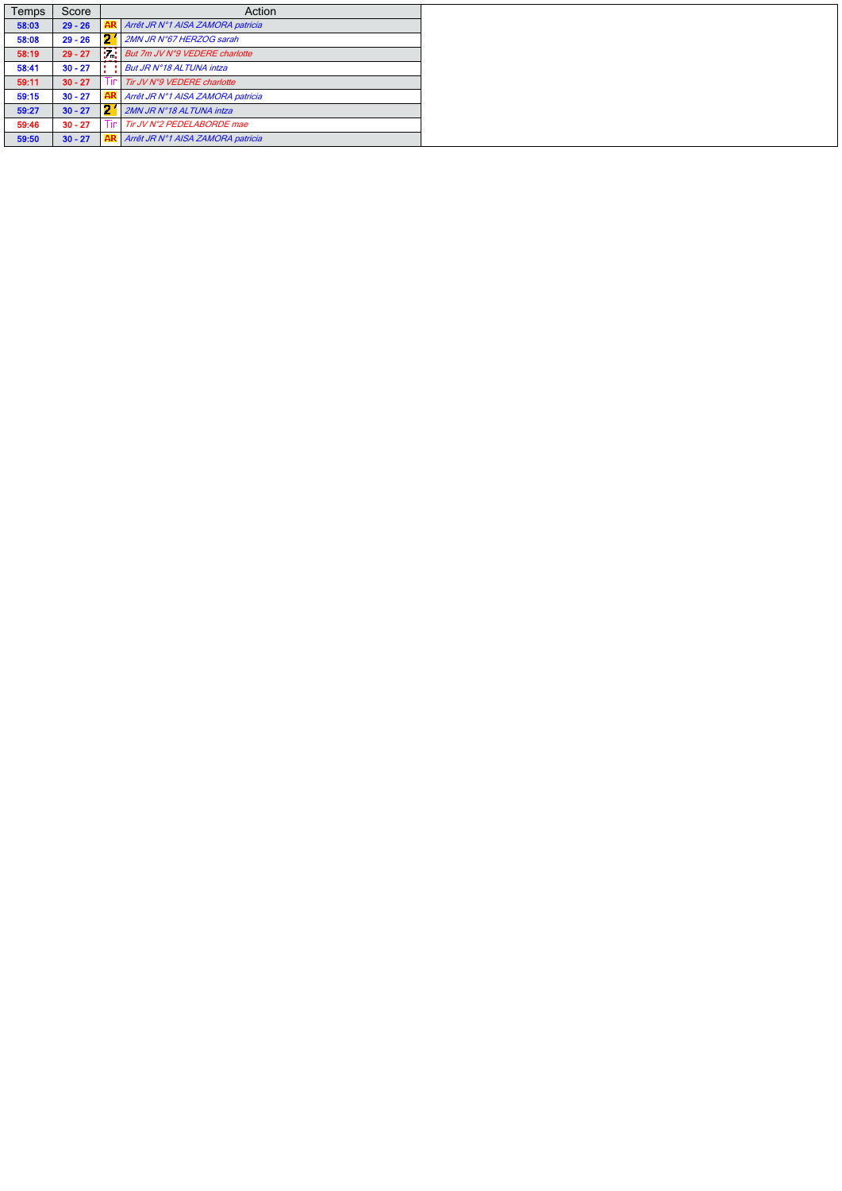| Temps | Score | | Action |
|---|---|---|---|
| 58:03 | 29 - 26 | AR | *Arrêt JR N°1 AISA ZAMORA patricia* |
| 58:08 | 29 - 26 | 2' | *2MN JR N°67 HERZOG sarah* |
| 58:19 | 29 - 27 | 7m | *But 7m JV N°9 VEDERE charlotte* |
| 58:41 | 30 - 27 | | *But JR N°18 ALTUNA intza* |
| 59:11 | 30 - 27 | Tir | *Tir JV N°9 VEDERE charlotte* |
| 59:15 | 30 - 27 | AR | *Arrêt JR N°1 AISA ZAMORA patricia* |
| 59:27 | 30 - 27 | 2' | *2MN JR N°18 ALTUNA intza* |
| 59:46 | 30 - 27 | Tir | *Tir JV N°2 PEDELABORDE mae* |
| 59:50 | 30 - 27 | AR | *Arrêt JR N°1 AISA ZAMORA patricia* |